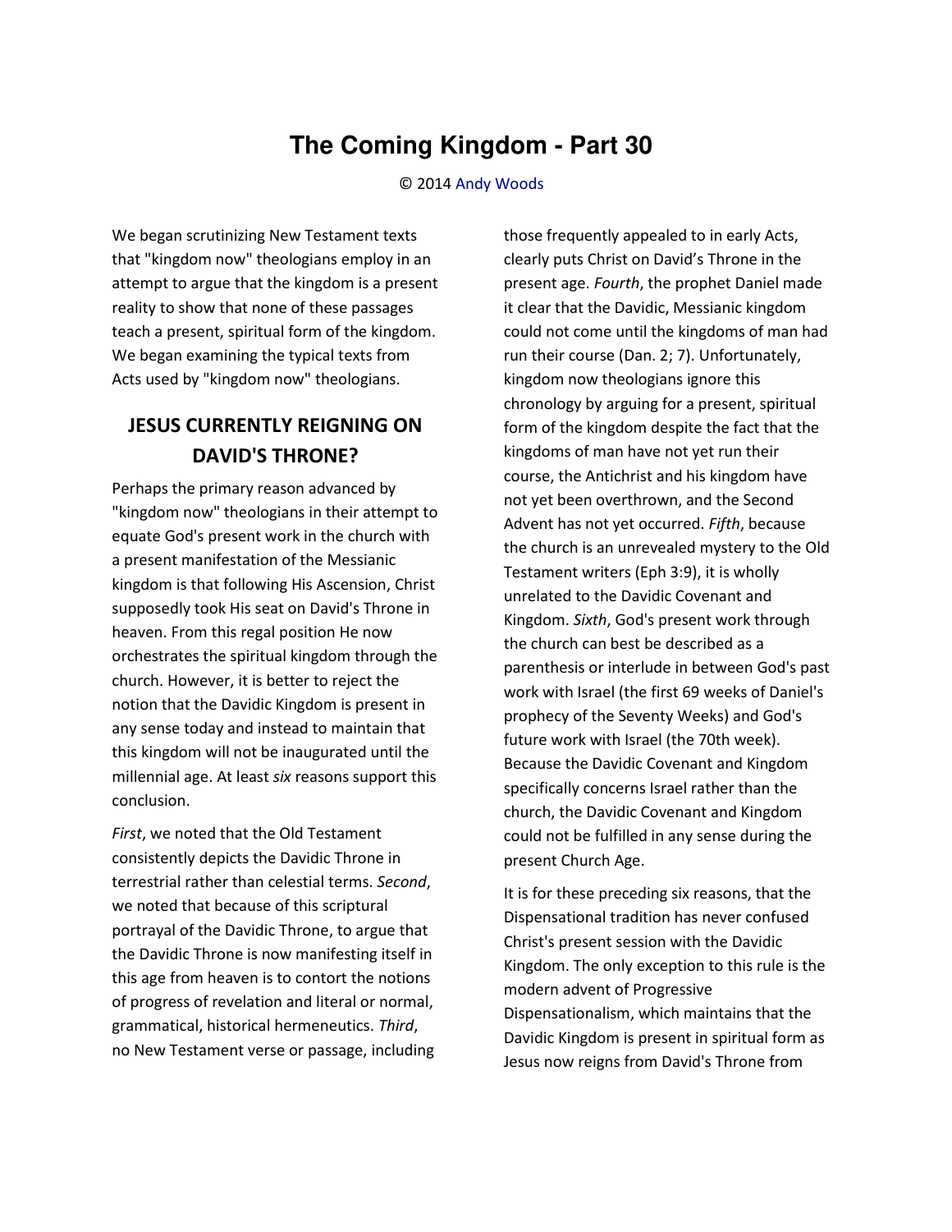# The Coming Kingdom - Part 30

© 2014 Andy Woods

We began scrutinizing New Testament texts that "kingdom now" theologians employ in an attempt to argue that the kingdom is a present reality to show that none of these passages teach a present, spiritual form of the kingdom. We began examining the typical texts from Acts used by "kingdom now" theologians.

## JESUS CURRENTLY REIGNING ON DAVID'S THRONE?

Perhaps the primary reason advanced by "kingdom now" theologians in their attempt to equate God's present work in the church with a present manifestation of the Messianic kingdom is that following His Ascension, Christ supposedly took His seat on David's Throne in heaven. From this regal position He now orchestrates the spiritual kingdom through the church. However, it is better to reject the notion that the Davidic Kingdom is present in any sense today and instead to maintain that this kingdom will not be inaugurated until the millennial age. At least *six* reasons support this conclusion.

*First*, we noted that the Old Testament consistently depicts the Davidic Throne in terrestrial rather than celestial terms. *Second*, we noted that because of this scriptural portrayal of the Davidic Throne, to argue that the Davidic Throne is now manifesting itself in this age from heaven is to contort the notions of progress of revelation and literal or normal, grammatical, historical hermeneutics. *Third*, no New Testament verse or passage, including those frequently appealed to in early Acts, clearly puts Christ on David's Throne in the present age. *Fourth*, the prophet Daniel made it clear that the Davidic, Messianic kingdom could not come until the kingdoms of man had run their course (Dan. 2; 7). Unfortunately, kingdom now theologians ignore this chronology by arguing for a present, spiritual form of the kingdom despite the fact that the kingdoms of man have not yet run their course, the Antichrist and his kingdom have not yet been overthrown, and the Second Advent has not yet occurred. *Fifth*, because the church is an unrevealed mystery to the Old Testament writers (Eph 3:9), it is wholly unrelated to the Davidic Covenant and Kingdom. *Sixth*, God's present work through the church can best be described as a parenthesis or interlude in between God's past work with Israel (the first 69 weeks of Daniel's prophecy of the Seventy Weeks) and God's future work with Israel (the 70th week). Because the Davidic Covenant and Kingdom specifically concerns Israel rather than the church, the Davidic Covenant and Kingdom could not be fulfilled in any sense during the present Church Age.

It is for these preceding six reasons, that the Dispensational tradition has never confused Christ's present session with the Davidic Kingdom. The only exception to this rule is the modern advent of Progressive Dispensationalism, which maintains that the Davidic Kingdom is present in spiritual form as Jesus now reigns from David's Throne from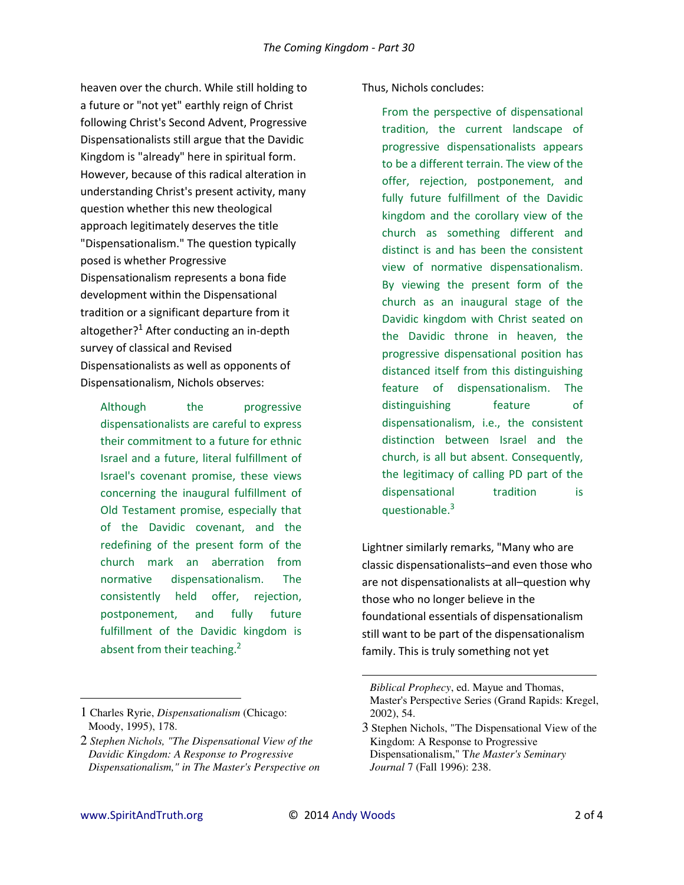heaven over the church. While still holding to a future or "not yet" earthly reign of Christ following Christ's Second Advent, Progressive Dispensationalists still argue that the Davidic Kingdom is "already" here in spiritual form. However, because of this radical alteration in understanding Christ's present activity, many question whether this new theological approach legitimately deserves the title "Dispensationalism." The question typically posed is whether Progressive Dispensationalism represents a bona fide development within the Dispensational tradition or a significant departure from it altogether?[1] After conducting an in-depth survey of classical and Revised Dispensationalists as well as opponents of Dispensationalism, Nichols observes:

> Although the progressive dispensationalists are careful to express their commitment to a future for ethnic Israel and a future, literal fulfillment of Israel's covenant promise, these views concerning the inaugural fulfillment of Old Testament promise, especially that of the Davidic covenant, and the redefining of the present form of the church mark an aberration from normative dispensationalism. The consistently held offer, rejection, postponement, and fully future fulfillment of the Davidic kingdom is absent from their teaching.[2]

Thus, Nichols concludes:

> From the perspective of dispensational tradition, the current landscape of progressive dispensationalists appears to be a different terrain. The view of the offer, rejection, postponement, and fully future fulfillment of the Davidic kingdom and the corollary view of the church as something different and distinct is and has been the consistent view of normative dispensationalism. By viewing the present form of the church as an inaugural stage of the Davidic kingdom with Christ seated on the Davidic throne in heaven, the progressive dispensational position has distanced itself from this distinguishing feature of dispensationalism. The distinguishing feature of dispensationalism, i.e., the consistent distinction between Israel and the church, is all but absent. Consequently, the legitimacy of calling PD part of the dispensational tradition is questionable.[3]

Lightner similarly remarks, "Many who are classic dispensationalists–and even those who are not dispensationalists at all–question why those who no longer believe in the foundational essentials of dispensationalism still want to be part of the dispensationalism family. This is truly something not yet

---

1 Charles Ryrie, *Dispensationalism* (Chicago: Moody, 1995), 178.

2 *Stephen Nichols, "The Dispensational View of the Davidic Kingdom: A Response to Progressive Dispensationalism," in The Master's Perspective on Biblical Prophecy*, ed. Mayue and Thomas, Master's Perspective Series (Grand Rapids: Kregel, 2002), 54.

3 Stephen Nichols, "The Dispensational View of the Kingdom: A Response to Progressive Dispensationalism," T*he Master's Seminary Journal* 7 (Fall 1996): 238.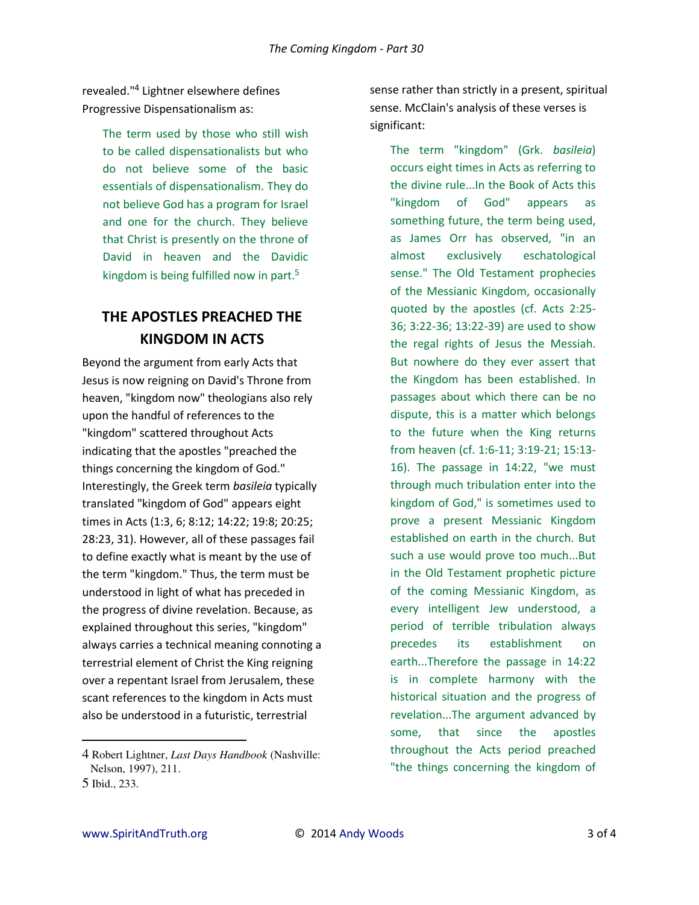revealed."[4] Lightner elsewhere defines Progressive Dispensationalism as:

> The term used by those who still wish to be called dispensationalists but who do not believe some of the basic essentials of dispensationalism. They do not believe God has a program for Israel and one for the church. They believe that Christ is presently on the throne of David in heaven and the Davidic kingdom is being fulfilled now in part.[5]

## THE APOSTLES PREACHED THE KINGDOM IN ACTS

Beyond the argument from early Acts that Jesus is now reigning on David's Throne from heaven, "kingdom now" theologians also rely upon the handful of references to the "kingdom" scattered throughout Acts indicating that the apostles "preached the things concerning the kingdom of God." Interestingly, the Greek term *basileia* typically translated "kingdom of God" appears eight times in Acts (1:3, 6; 8:12; 14:22; 19:8; 20:25; 28:23, 31). However, all of these passages fail to define exactly what is meant by the use of the term "kingdom." Thus, the term must be understood in light of what has preceded in the progress of divine revelation. Because, as explained throughout this series, "kingdom" always carries a technical meaning connoting a terrestrial element of Christ the King reigning over a repentant Israel from Jerusalem, these scant references to the kingdom in Acts must also be understood in a futuristic, terrestrial sense rather than strictly in a present, spiritual sense. McClain's analysis of these verses is significant:

> The term "kingdom" (Grk. *basileia*) occurs eight times in Acts as referring to the divine rule...In the Book of Acts this "kingdom of God" appears as something future, the term being used, as James Orr has observed, "in an almost exclusively eschatological sense." The Old Testament prophecies of the Messianic Kingdom, occasionally quoted by the apostles (cf. Acts 2:25-36; 3:22-36; 13:22-39) are used to show the regal rights of Jesus the Messiah. But nowhere do they ever assert that the Kingdom has been established. In passages about which there can be no dispute, this is a matter which belongs to the future when the King returns from heaven (cf. 1:6-11; 3:19-21; 15:13-16). The passage in 14:22, "we must through much tribulation enter into the kingdom of God," is sometimes used to prove a present Messianic Kingdom established on earth in the church. But such a use would prove too much...But in the Old Testament prophetic picture of the coming Messianic Kingdom, as every intelligent Jew understood, a period of terrible tribulation always precedes its establishment on earth...Therefore the passage in 14:22 is in complete harmony with the historical situation and the progress of revelation...The argument advanced by some, that since the apostles throughout the Acts period preached "the things concerning the kingdom of

---

4 Robert Lightner, *Last Days Handbook* (Nashville: Nelson, 1997), 211.

5 Ibid., 233.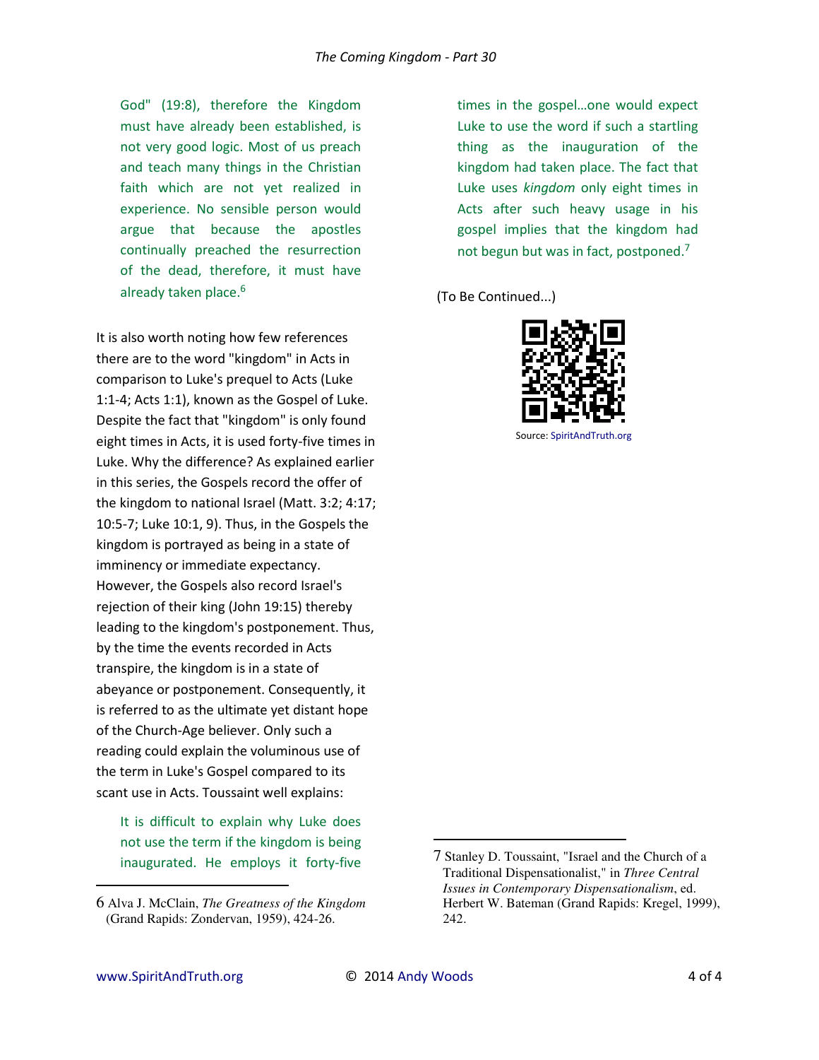> God" (19:8), therefore the Kingdom must have already been established, is not very good logic. Most of us preach and teach many things in the Christian faith which are not yet realized in experience. No sensible person would argue that because the apostles continually preached the resurrection of the dead, therefore, it must have already taken place.[6]

It is also worth noting how few references there are to the word "kingdom" in Acts in comparison to Luke's prequel to Acts (Luke 1:1-4; Acts 1:1), known as the Gospel of Luke. Despite the fact that "kingdom" is only found eight times in Acts, it is used forty-five times in Luke. Why the difference? As explained earlier in this series, the Gospels record the offer of the kingdom to national Israel (Matt. 3:2; 4:17; 10:5-7; Luke 10:1, 9). Thus, in the Gospels the kingdom is portrayed as being in a state of imminency or immediate expectancy. However, the Gospels also record Israel's rejection of their king (John 19:15) thereby leading to the kingdom's postponement. Thus, by the time the events recorded in Acts transpire, the kingdom is in a state of abeyance or postponement. Consequently, it is referred to as the ultimate yet distant hope of the Church-Age believer. Only such a reading could explain the voluminous use of the term in Luke's Gospel compared to its scant use in Acts. Toussaint well explains:

> It is difficult to explain why Luke does not use the term if the kingdom is being inaugurated. He employs it forty-five times in the gospel…one would expect Luke to use the word if such a startling thing as the inauguration of the kingdom had taken place. The fact that Luke uses *kingdom* only eight times in Acts after such heavy usage in his gospel implies that the kingdom had not begun but was in fact, postponed.[7]

(To Be Continued...)

Source: SpiritAndTruth.org

---

6 Alva J. McClain, *The Greatness of the Kingdom* (Grand Rapids: Zondervan, 1959), 424-26.

7 Stanley D. Toussaint, "Israel and the Church of a Traditional Dispensationalist," in *Three Central Issues in Contemporary Dispensationalism*, ed. Herbert W. Bateman (Grand Rapids: Kregel, 1999), 242.